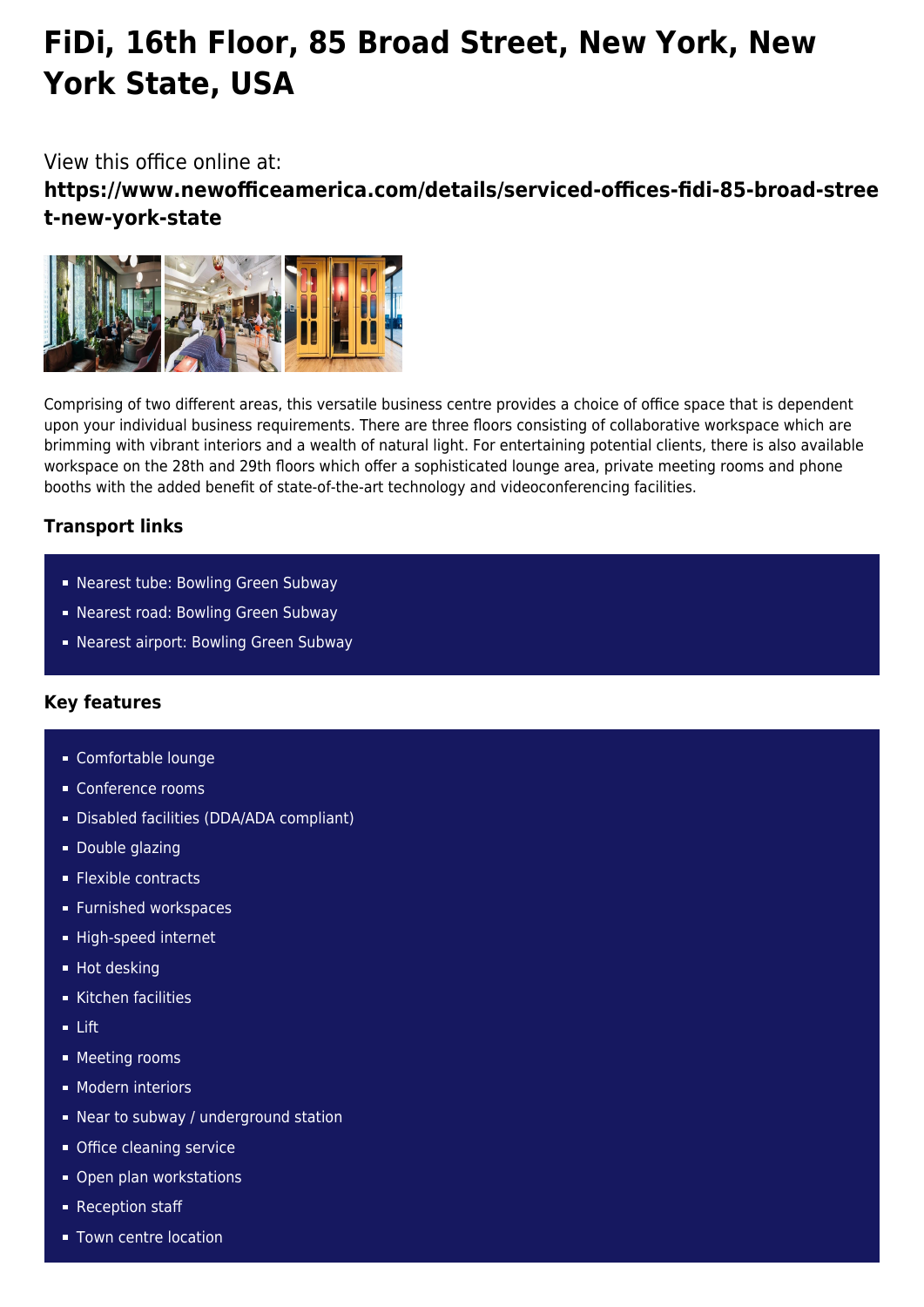# FiDi, 16th Floor, 85 Broad Street, New York, New York State, USA

View this office online at:
**https://www.newofficeamerica.com/details/serviced-offices-fidi-85-broad-street-new-york-state**

Comprising of two different areas, this versatile business centre provides a choice of office space that is dependent upon your individual business requirements. There are three floors consisting of collaborative workspace which are brimming with vibrant interiors and a wealth of natural light. For entertaining potential clients, there is also available workspace on the 28th and 29th floors which offer a sophisticated lounge area, private meeting rooms and phone booths with the added benefit of state-of-the-art technology and videoconferencing facilities.

### Transport links

- Nearest tube: Bowling Green Subway
- Nearest road: Bowling Green Subway
- Nearest airport: Bowling Green Subway

### Key features

- Comfortable lounge
- Conference rooms
- Disabled facilities (DDA/ADA compliant)
- Double glazing
- Flexible contracts
- Furnished workspaces
- High-speed internet
- Hot desking
- Kitchen facilities
- Lift
- Meeting rooms
- Modern interiors
- Near to subway / underground station
- Office cleaning service
- Open plan workstations
- Reception staff
- Town centre location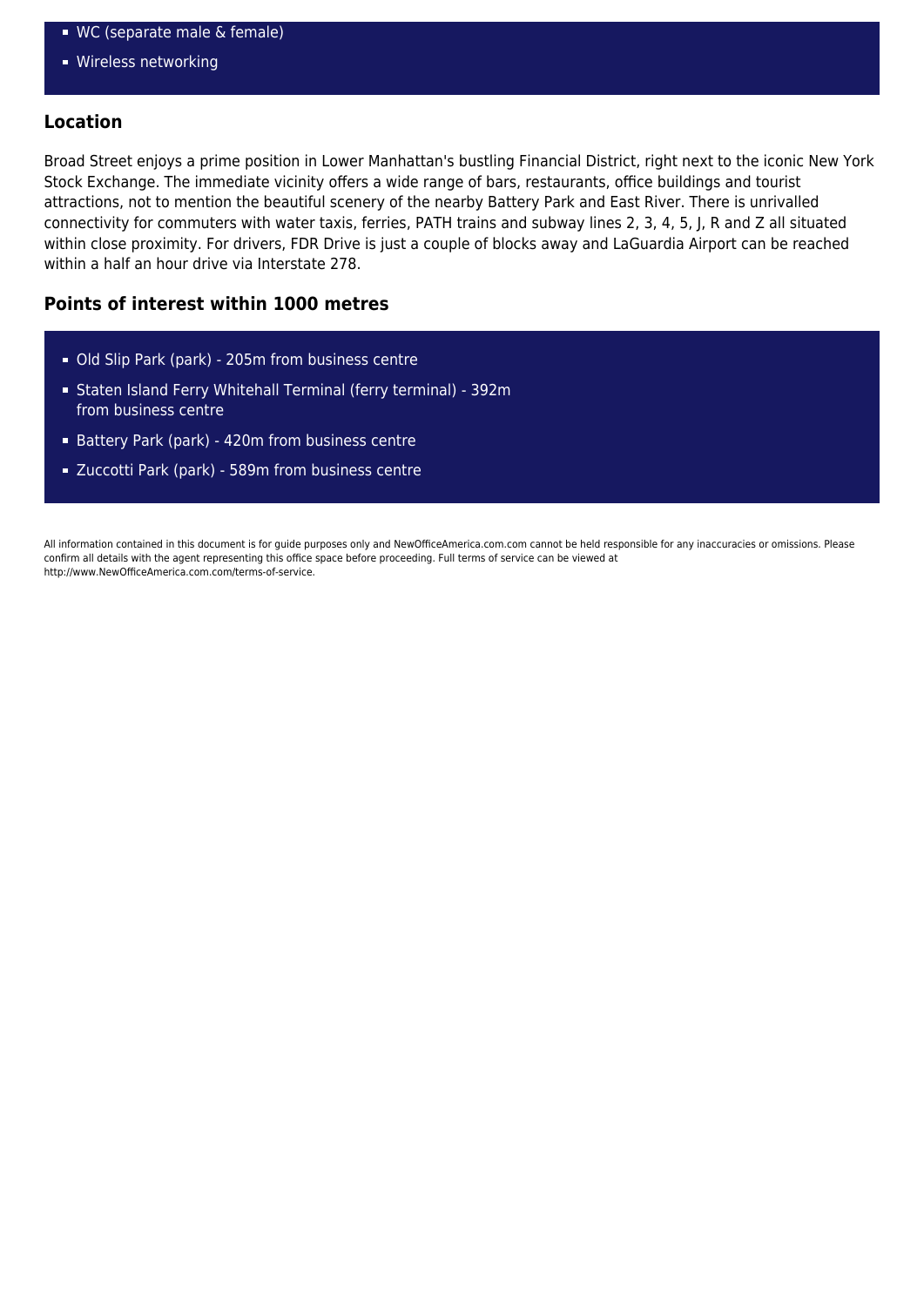- WC (separate male & female)
- Wireless networking

## Location

Broad Street enjoys a prime position in Lower Manhattan's bustling Financial District, right next to the iconic New York Stock Exchange. The immediate vicinity offers a wide range of bars, restaurants, office buildings and tourist attractions, not to mention the beautiful scenery of the nearby Battery Park and East River. There is unrivalled connectivity for commuters with water taxis, ferries, PATH trains and subway lines 2, 3, 4, 5, J, R and Z all situated within close proximity. For drivers, FDR Drive is just a couple of blocks away and LaGuardia Airport can be reached within a half an hour drive via Interstate 278.

## Points of interest within 1000 metres

- Old Slip Park (park) - 205m from business centre
- Staten Island Ferry Whitehall Terminal (ferry terminal) - 392m from business centre
- Battery Park (park) - 420m from business centre
- Zuccotti Park (park) - 589m from business centre

All information contained in this document is for guide purposes only and NewOfficeAmerica.com.com cannot be held responsible for any inaccuracies or omissions. Please confirm all details with the agent representing this office space before proceeding. Full terms of service can be viewed at http://www.NewOfficeAmerica.com.com/terms-of-service.